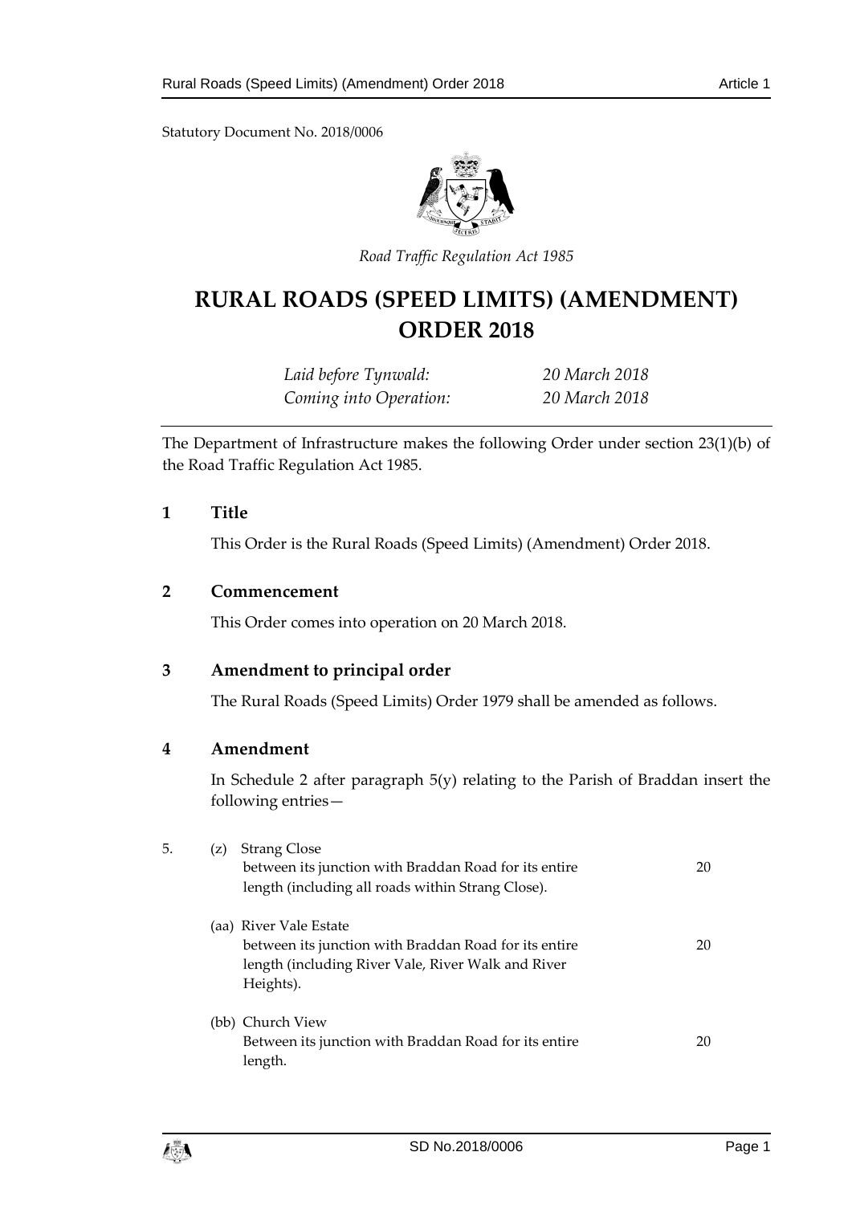Statutory Document No. 2018/0006

*Road Traffic Regulation Act 1985*

# RURAL ROADS (SPEED LIMITS) (AMENDMENT) ORDER 2018

| | |
|---|---|
| *Laid before Tynwald:* | *20 March 2018* |
| *Coming into Operation:* | *20 March 2018* |

The Department of Infrastructure makes the following Order under section 23(1)(b) of the Road Traffic Regulation Act 1985.

## 1 Title

This Order is the Rural Roads (Speed Limits) (Amendment) Order 2018.

## 2 Commencement

This Order comes into operation on 20 March 2018.

## 3 Amendment to principal order

The Rural Roads (Speed Limits) Order 1979 shall be amended as follows.

## 4 Amendment

In Schedule 2 after paragraph 5(y) relating to the Parish of Braddan insert the following entries—

5. (z) Strang Close
between its junction with Braddan Road for its entire length (including all roads within Strang Close). — 20

(aa) River Vale Estate
between its junction with Braddan Road for its entire length (including River Vale, River Walk and River Heights). — 20

(bb) Church View
Between its junction with Braddan Road for its entire length. — 20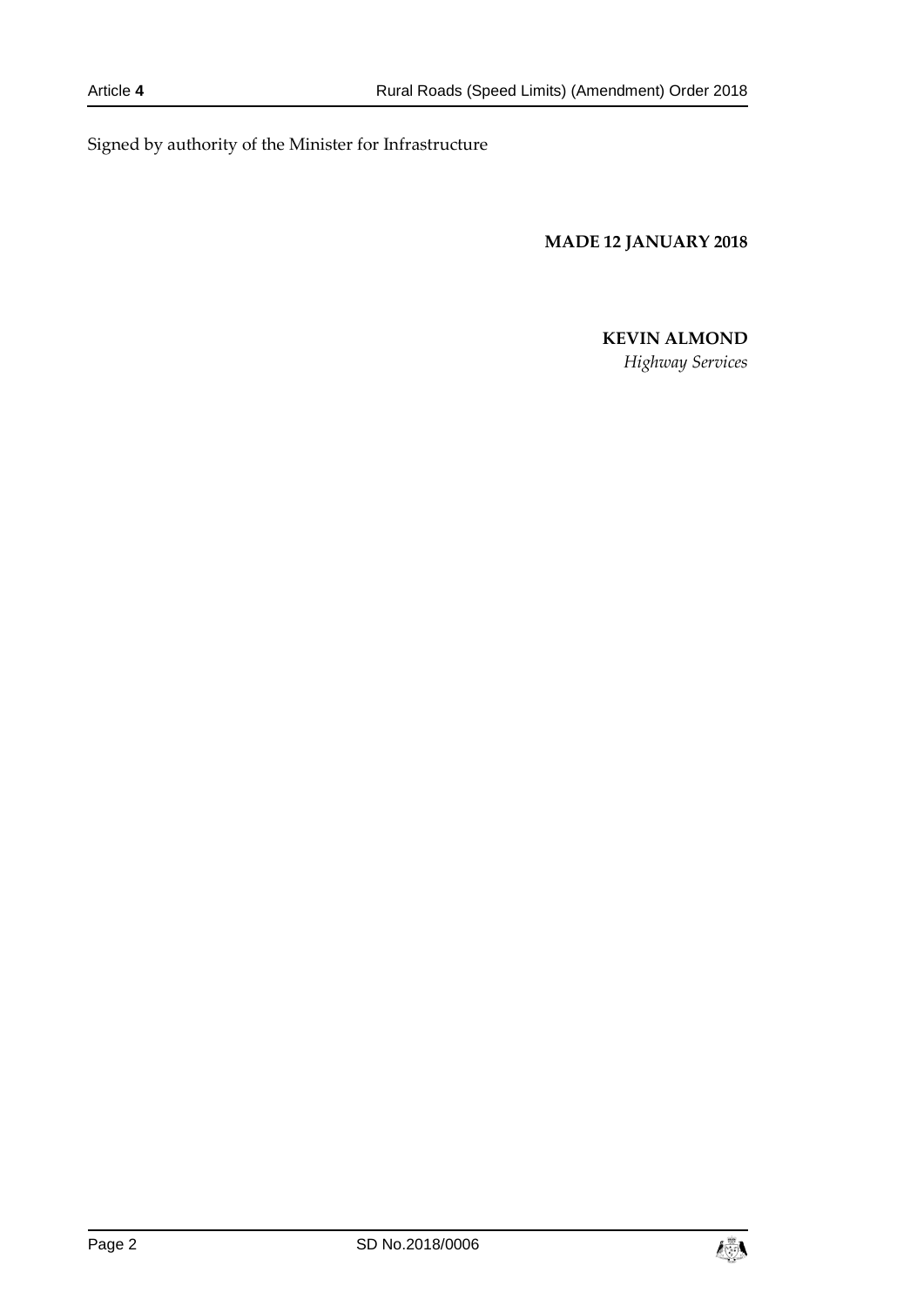Signed by authority of the Minister for Infrastructure

**MADE 12 JANUARY 2018**

**KEVIN ALMOND**
*Highway Services*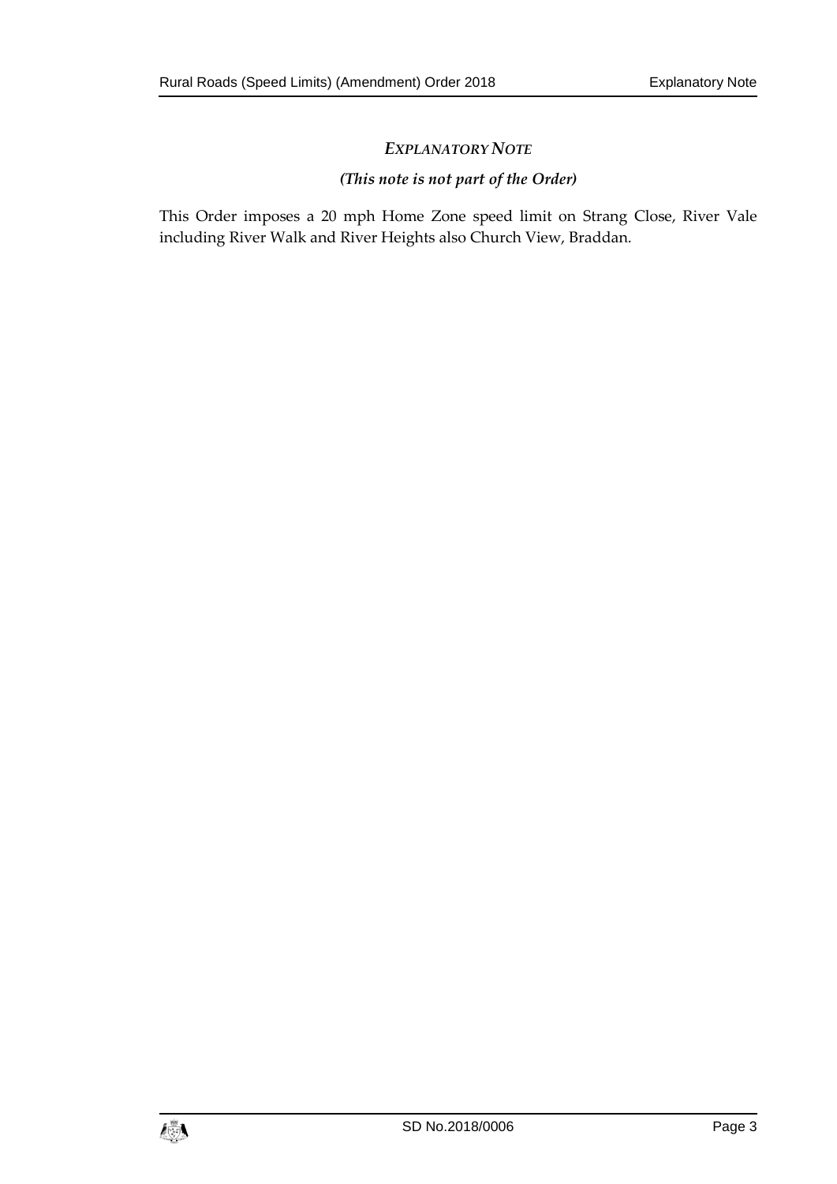## *EXPLANATORY NOTE*

***(This note is not part of the Order)***

This Order imposes a 20 mph Home Zone speed limit on Strang Close, River Vale including River Walk and River Heights also Church View, Braddan.